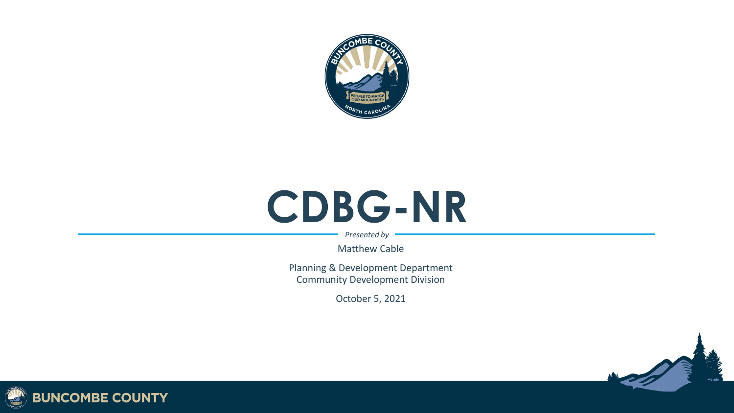# CDBG-NR

*Presented by*

Matthew Cable

Planning & Development Department
Community Development Division

October 5, 2021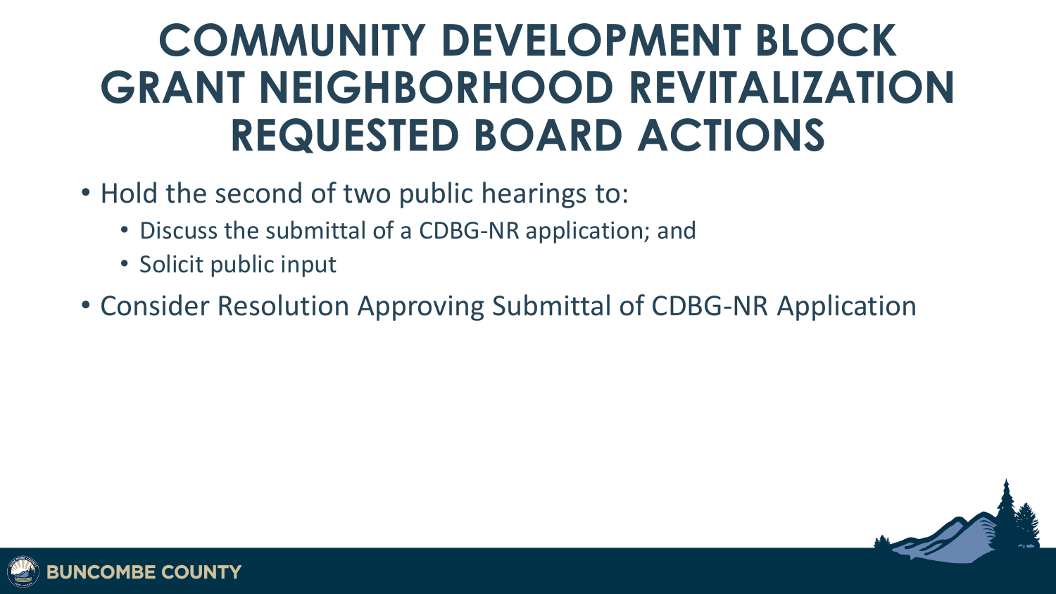# COMMUNITY DEVELOPMENT BLOCK GRANT NEIGHBORHOOD REVITALIZATION REQUESTED BOARD ACTIONS

- Hold the second of two public hearings to:
  - Discuss the submittal of a CDBG-NR application; and
  - Solicit public input
- Consider Resolution Approving Submittal of CDBG-NR Application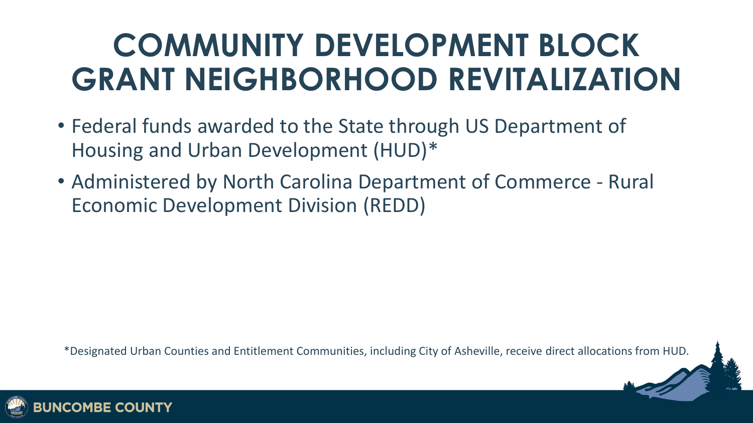# COMMUNITY DEVELOPMENT BLOCK GRANT NEIGHBORHOOD REVITALIZATION

- Federal funds awarded to the State through US Department of Housing and Urban Development (HUD)*
- Administered by North Carolina Department of Commerce - Rural Economic Development Division (REDD)

*Designated Urban Counties and Entitlement Communities, including City of Asheville, receive direct allocations from HUD.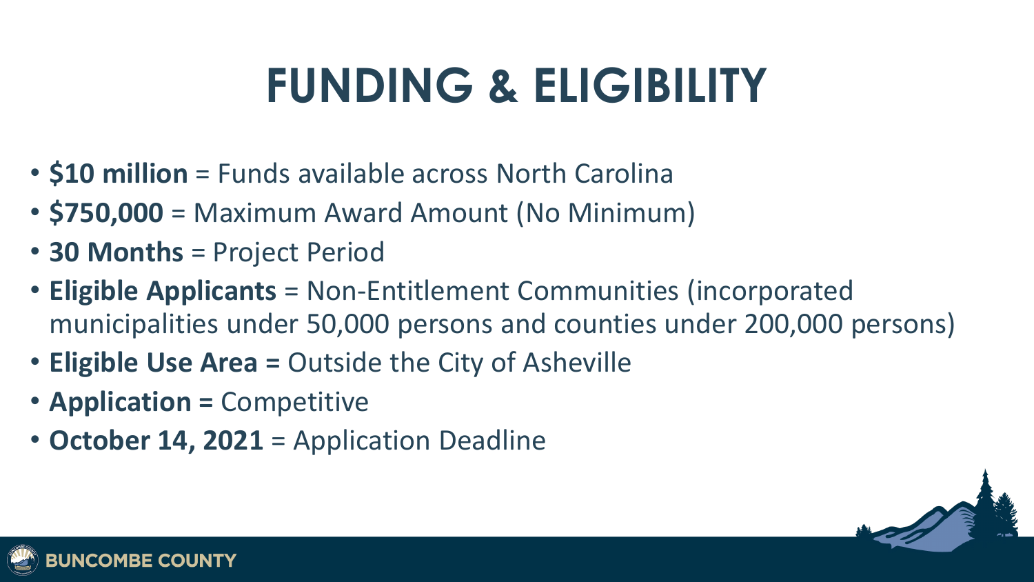# FUNDING & ELIGIBILITY

- **$10 million** = Funds available across North Carolina
- **$750,000** = Maximum Award Amount (No Minimum)
- **30 Months** = Project Period
- **Eligible Applicants** = Non-Entitlement Communities (incorporated municipalities under 50,000 persons and counties under 200,000 persons)
- **Eligible Use Area =** Outside the City of Asheville
- **Application =** Competitive
- **October 14, 2021** = Application Deadline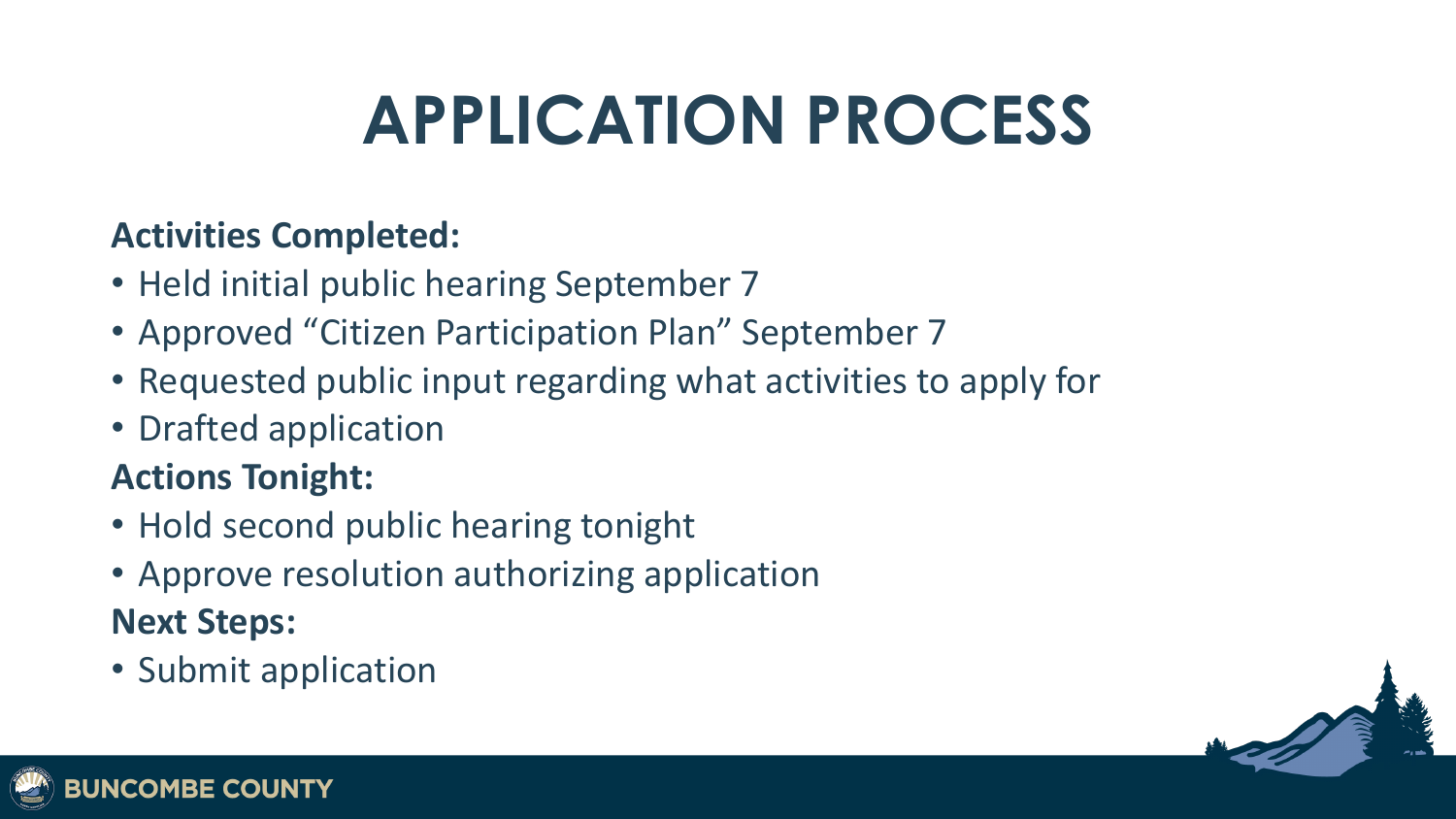# APPLICATION PROCESS

**Activities Completed:**

- Held initial public hearing September 7
- Approved "Citizen Participation Plan" September 7
- Requested public input regarding what activities to apply for
- Drafted application

**Actions Tonight:**

- Hold second public hearing tonight
- Approve resolution authorizing application

**Next Steps:**

- Submit application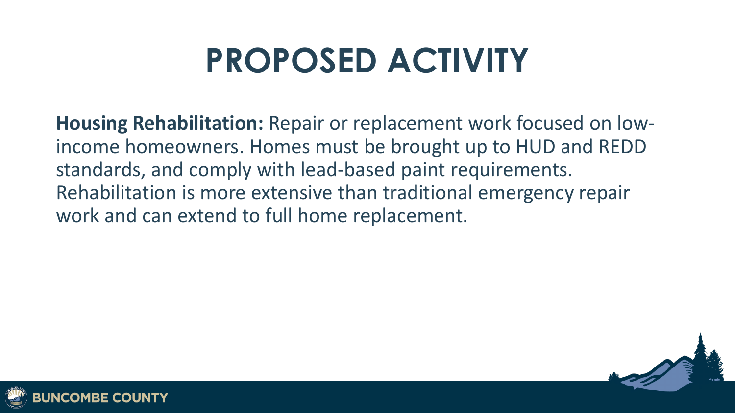# PROPOSED ACTIVITY

**Housing Rehabilitation:** Repair or replacement work focused on low-income homeowners. Homes must be brought up to HUD and REDD standards, and comply with lead-based paint requirements. Rehabilitation is more extensive than traditional emergency repair work and can extend to full home replacement.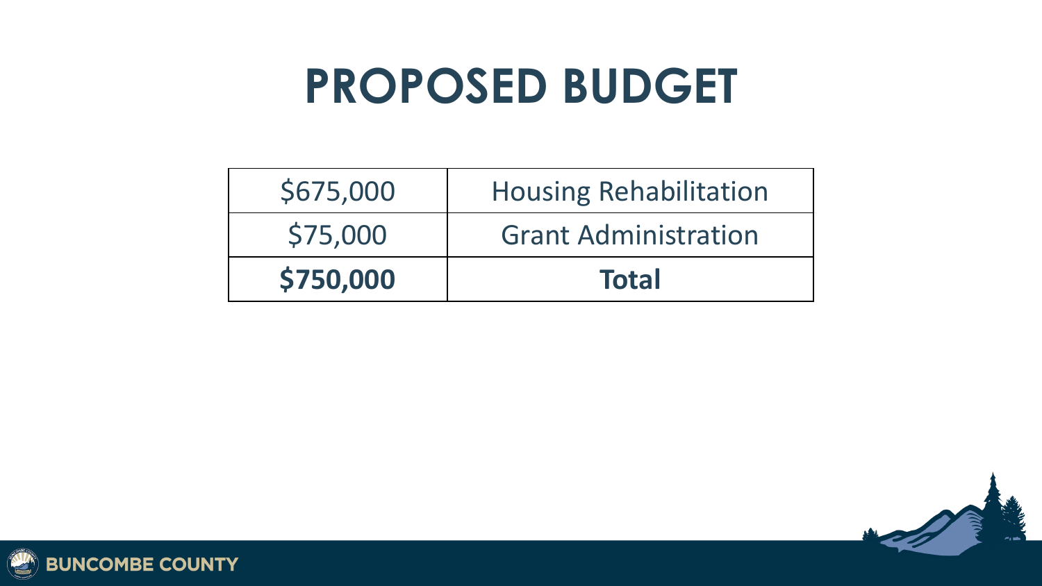# PROPOSED BUDGET

| | |
|---|---|
| $675,000 | Housing Rehabilitation |
| $75,000 | Grant Administration |
| **$750,000** | **Total** |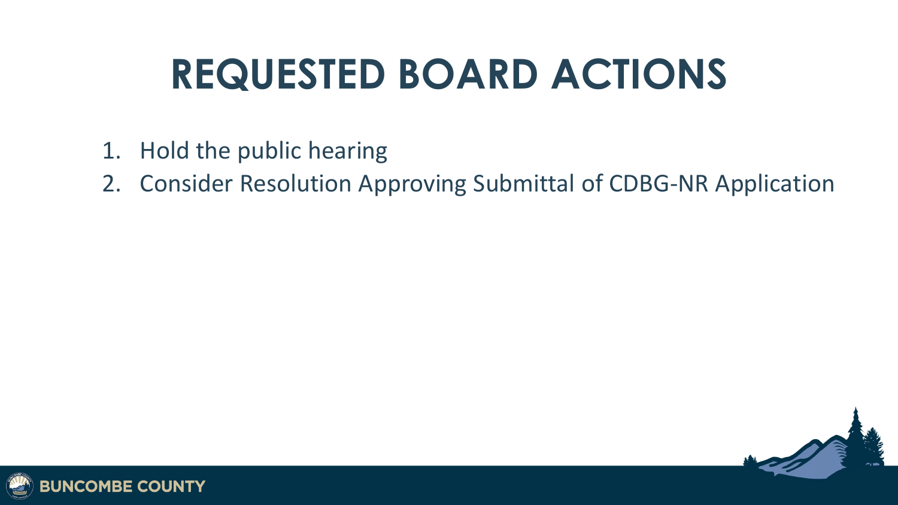# REQUESTED BOARD ACTIONS

1. Hold the public hearing
2. Consider Resolution Approving Submittal of CDBG-NR Application